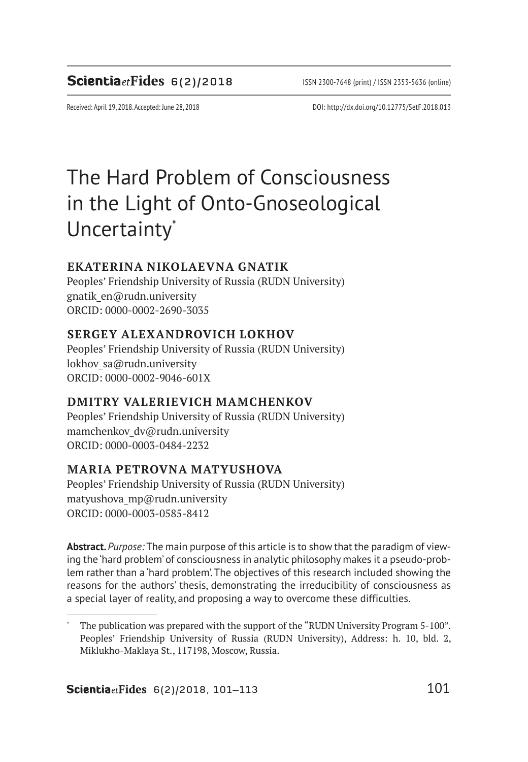Received: April 19, 2018. Accepted: June 28, 2018

DOI: http://dx.doi.org/10.12775/SetF.2018.013

# The Hard Problem of Consciousness in the Light of Onto-Gnoseological Uncertainty[*]

### EKATERINA NIKOLAEVNA GNATIK

Peoples' Friendship University of Russia (RUDN University)
gnatik_en@rudn.university
ORCID: 0000-0002-2690-3035

### SERGEY ALEXANDROVICH LOKHOV

Peoples' Friendship University of Russia (RUDN University)
lokhov_sa@rudn.university
ORCID: 0000-0002-9046-601X

### DMITRY VALERIEVICH MAMCHENKOV

Peoples' Friendship University of Russia (RUDN University)
mamchenkov_dv@rudn.university
ORCID: 0000-0003-0484-2232

### MARIA PETROVNA MATYUSHOVA

Peoples' Friendship University of Russia (RUDN University)
matyushova_mp@rudn.university
ORCID: 0000-0003-0585-8412

**Abstract.** *Purpose:* The main purpose of this article is to show that the paradigm of viewing the 'hard problem' of consciousness in analytic philosophy makes it a pseudo-problem rather than a 'hard problem'. The objectives of this research included showing the reasons for the authors' thesis, demonstrating the irreducibility of consciousness as a special layer of reality, and proposing a way to overcome these difficulties.

---

[*] The publication was prepared with the support of the "RUDN University Program 5-100". Peoples' Friendship University of Russia (RUDN University), Address: h. 10, bld. 2, Miklukho-Maklaya St., 117198, Moscow, Russia.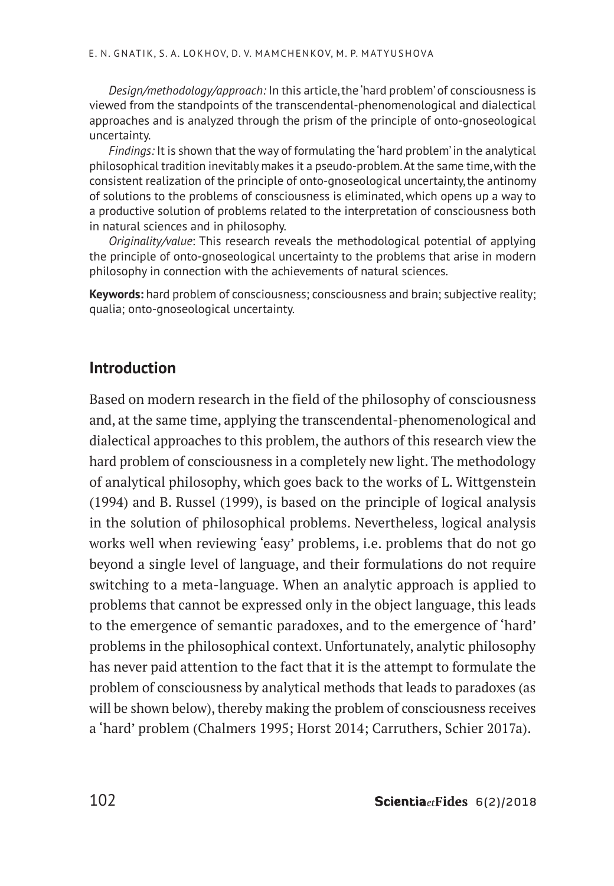*Design/methodology/approach:* In this article, the 'hard problem' of consciousness is viewed from the standpoints of the transcendental-phenomenological and dialectical approaches and is analyzed through the prism of the principle of onto-gnoseological uncertainty.

*Findings:* It is shown that the way of formulating the 'hard problem' in the analytical philosophical tradition inevitably makes it a pseudo-problem. At the same time, with the consistent realization of the principle of onto-gnoseological uncertainty, the antinomy of solutions to the problems of consciousness is eliminated, which opens up a way to a productive solution of problems related to the interpretation of consciousness both in natural sciences and in philosophy.

*Originality/value*: This research reveals the methodological potential of applying the principle of onto-gnoseological uncertainty to the problems that arise in modern philosophy in connection with the achievements of natural sciences.

**Keywords:** hard problem of consciousness; consciousness and brain; subjective reality; qualia; onto-gnoseological uncertainty.

## Introduction

Based on modern research in the field of the philosophy of consciousness and, at the same time, applying the transcendental-phenomenological and dialectical approaches to this problem, the authors of this research view the hard problem of consciousness in a completely new light. The methodology of analytical philosophy, which goes back to the works of L. Wittgenstein (1994) and B. Russel (1999), is based on the principle of logical analysis in the solution of philosophical problems. Nevertheless, logical analysis works well when reviewing 'easy' problems, i.e. problems that do not go beyond a single level of language, and their formulations do not require switching to a meta-language. When an analytic approach is applied to problems that cannot be expressed only in the object language, this leads to the emergence of semantic paradoxes, and to the emergence of 'hard' problems in the philosophical context. Unfortunately, analytic philosophy has never paid attention to the fact that it is the attempt to formulate the problem of consciousness by analytical methods that leads to paradoxes (as will be shown below), thereby making the problem of consciousness receives a 'hard' problem (Chalmers 1995; Horst 2014; Carruthers, Schier 2017a).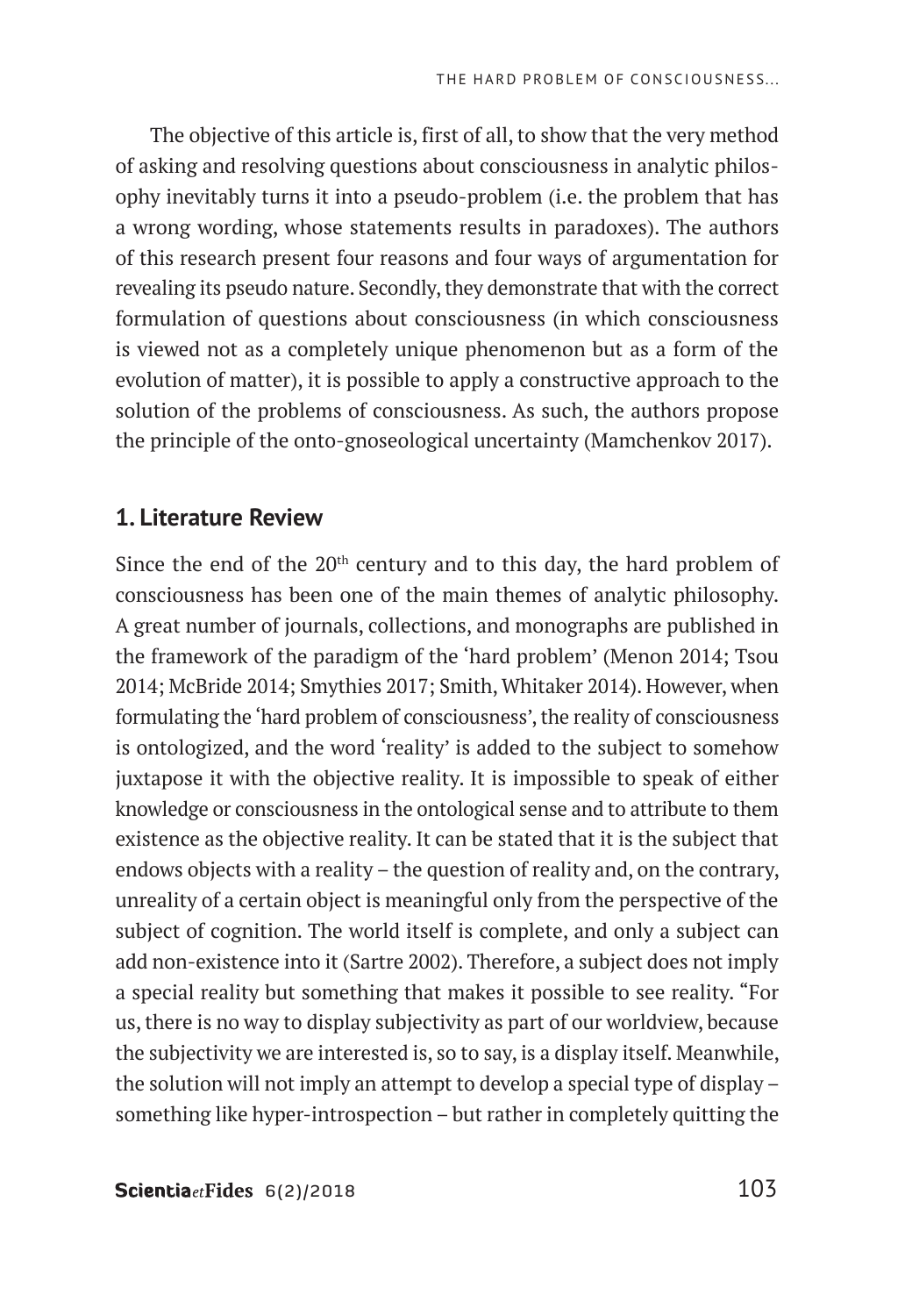The objective of this article is, first of all, to show that the very method of asking and resolving questions about consciousness in analytic philosophy inevitably turns it into a pseudo-problem (i.e. the problem that has a wrong wording, whose statements results in paradoxes). The authors of this research present four reasons and four ways of argumentation for revealing its pseudo nature. Secondly, they demonstrate that with the correct formulation of questions about consciousness (in which consciousness is viewed not as a completely unique phenomenon but as a form of the evolution of matter), it is possible to apply a constructive approach to the solution of the problems of consciousness. As such, the authors propose the principle of the onto-gnoseological uncertainty (Mamchenkov 2017).

## 1. Literature Review

Since the end of the 20th century and to this day, the hard problem of consciousness has been one of the main themes of analytic philosophy. A great number of journals, collections, and monographs are published in the framework of the paradigm of the 'hard problem' (Menon 2014; Tsou 2014; McBride 2014; Smythies 2017; Smith, Whitaker 2014). However, when formulating the 'hard problem of consciousness', the reality of consciousness is ontologized, and the word 'reality' is added to the subject to somehow juxtapose it with the objective reality. It is impossible to speak of either knowledge or consciousness in the ontological sense and to attribute to them existence as the objective reality. It can be stated that it is the subject that endows objects with a reality – the question of reality and, on the contrary, unreality of a certain object is meaningful only from the perspective of the subject of cognition. The world itself is complete, and only a subject can add non-existence into it (Sartre 2002). Therefore, a subject does not imply a special reality but something that makes it possible to see reality. "For us, there is no way to display subjectivity as part of our worldview, because the subjectivity we are interested is, so to say, is a display itself. Meanwhile, the solution will not imply an attempt to develop a special type of display – something like hyper-introspection – but rather in completely quitting the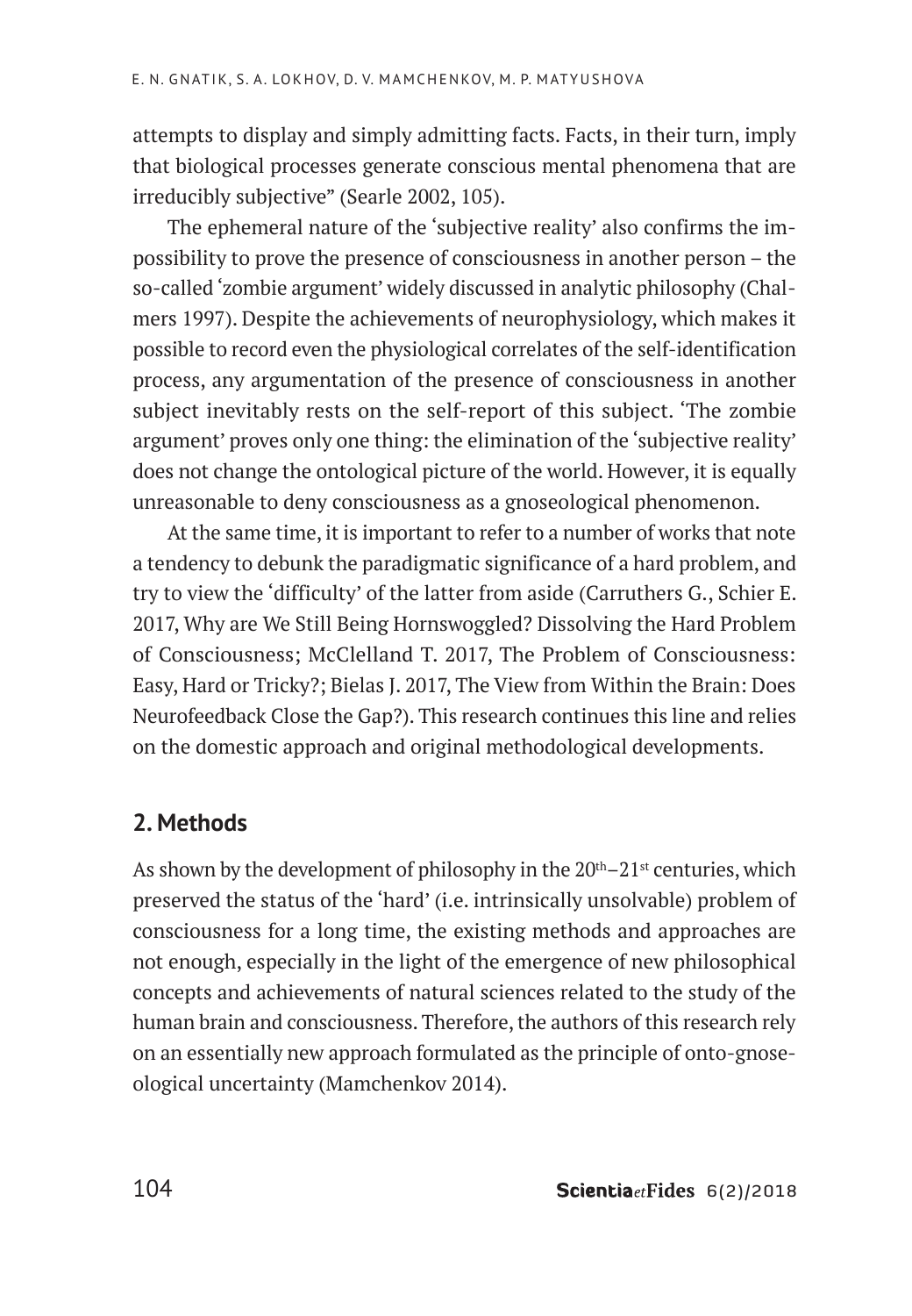attempts to display and simply admitting facts. Facts, in their turn, imply that biological processes generate conscious mental phenomena that are irreducibly subjective" (Searle 2002, 105).

The ephemeral nature of the 'subjective reality' also confirms the impossibility to prove the presence of consciousness in another person – the so-called 'zombie argument' widely discussed in analytic philosophy (Chalmers 1997). Despite the achievements of neurophysiology, which makes it possible to record even the physiological correlates of the self-identification process, any argumentation of the presence of consciousness in another subject inevitably rests on the self-report of this subject. 'The zombie argument' proves only one thing: the elimination of the 'subjective reality' does not change the ontological picture of the world. However, it is equally unreasonable to deny consciousness as a gnoseological phenomenon.

At the same time, it is important to refer to a number of works that note a tendency to debunk the paradigmatic significance of a hard problem, and try to view the 'difficulty' of the latter from aside (Carruthers G., Schier E. 2017, Why are We Still Being Hornswoggled? Dissolving the Hard Problem of Consciousness; McClelland T. 2017, The Problem of Consciousness: Easy, Hard or Tricky?; Bielas J. 2017, The View from Within the Brain: Does Neurofeedback Close the Gap?). This research continues this line and relies on the domestic approach and original methodological developments.

## 2. Methods

As shown by the development of philosophy in the 20th–21st centuries, which preserved the status of the 'hard' (i.e. intrinsically unsolvable) problem of consciousness for a long time, the existing methods and approaches are not enough, especially in the light of the emergence of new philosophical concepts and achievements of natural sciences related to the study of the human brain and consciousness. Therefore, the authors of this research rely on an essentially new approach formulated as the principle of onto-gnoseological uncertainty (Mamchenkov 2014).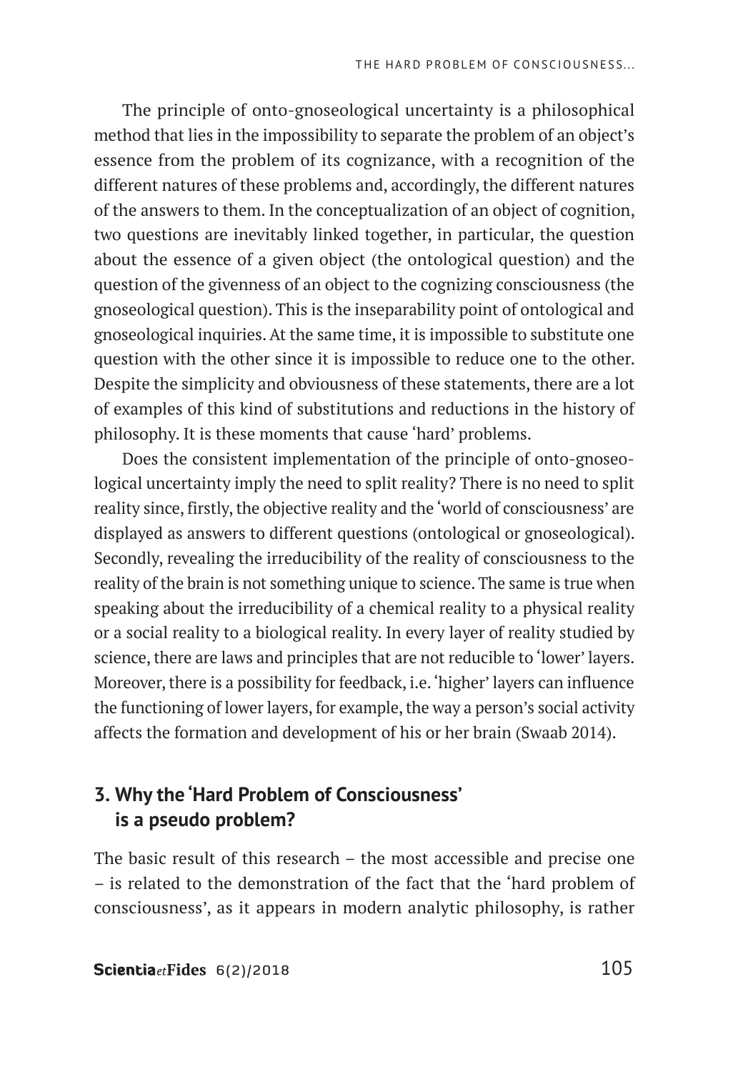The principle of onto-gnoseological uncertainty is a philosophical method that lies in the impossibility to separate the problem of an object's essence from the problem of its cognizance, with a recognition of the different natures of these problems and, accordingly, the different natures of the answers to them. In the conceptualization of an object of cognition, two questions are inevitably linked together, in particular, the question about the essence of a given object (the ontological question) and the question of the givenness of an object to the cognizing consciousness (the gnoseological question). This is the inseparability point of ontological and gnoseological inquiries. At the same time, it is impossible to substitute one question with the other since it is impossible to reduce one to the other. Despite the simplicity and obviousness of these statements, there are a lot of examples of this kind of substitutions and reductions in the history of philosophy. It is these moments that cause 'hard' problems.

Does the consistent implementation of the principle of onto-gnoseological uncertainty imply the need to split reality? There is no need to split reality since, firstly, the objective reality and the 'world of consciousness' are displayed as answers to different questions (ontological or gnoseological). Secondly, revealing the irreducibility of the reality of consciousness to the reality of the brain is not something unique to science. The same is true when speaking about the irreducibility of a chemical reality to a physical reality or a social reality to a biological reality. In every layer of reality studied by science, there are laws and principles that are not reducible to 'lower' layers. Moreover, there is a possibility for feedback, i.e. 'higher' layers can influence the functioning of lower layers, for example, the way a person's social activity affects the formation and development of his or her brain (Swaab 2014).

## 3. Why the 'Hard Problem of Consciousness' is a pseudo problem?

The basic result of this research – the most accessible and precise one – is related to the demonstration of the fact that the 'hard problem of consciousness', as it appears in modern analytic philosophy, is rather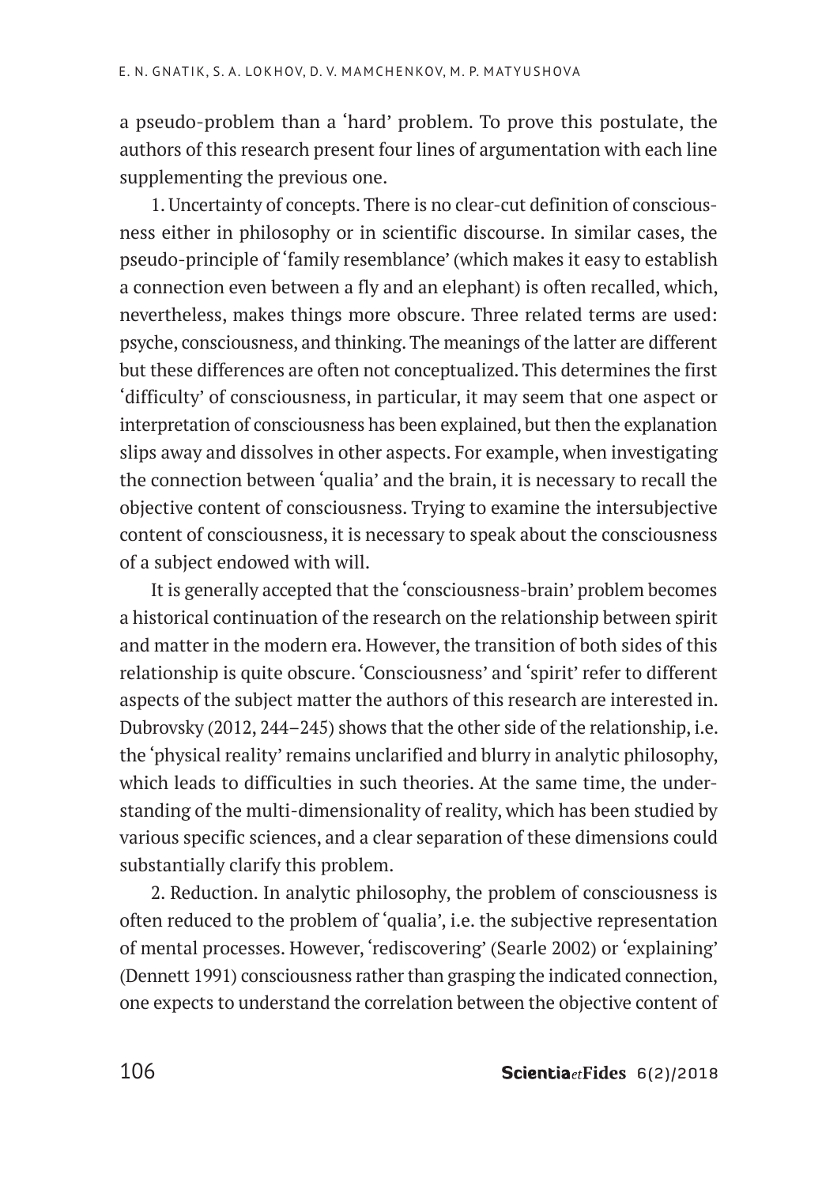a pseudo-problem than a 'hard' problem. To prove this postulate, the authors of this research present four lines of argumentation with each line supplementing the previous one.

1. Uncertainty of concepts. There is no clear-cut definition of consciousness either in philosophy or in scientific discourse. In similar cases, the pseudo-principle of 'family resemblance' (which makes it easy to establish a connection even between a fly and an elephant) is often recalled, which, nevertheless, makes things more obscure. Three related terms are used: psyche, consciousness, and thinking. The meanings of the latter are different but these differences are often not conceptualized. This determines the first 'difficulty' of consciousness, in particular, it may seem that one aspect or interpretation of consciousness has been explained, but then the explanation slips away and dissolves in other aspects. For example, when investigating the connection between 'qualia' and the brain, it is necessary to recall the objective content of consciousness. Trying to examine the intersubjective content of consciousness, it is necessary to speak about the consciousness of a subject endowed with will.

It is generally accepted that the 'consciousness-brain' problem becomes a historical continuation of the research on the relationship between spirit and matter in the modern era. However, the transition of both sides of this relationship is quite obscure. 'Consciousness' and 'spirit' refer to different aspects of the subject matter the authors of this research are interested in. Dubrovsky (2012, 244–245) shows that the other side of the relationship, i.e. the 'physical reality' remains unclarified and blurry in analytic philosophy, which leads to difficulties in such theories. At the same time, the understanding of the multi-dimensionality of reality, which has been studied by various specific sciences, and a clear separation of these dimensions could substantially clarify this problem.

2. Reduction. In analytic philosophy, the problem of consciousness is often reduced to the problem of 'qualia', i.e. the subjective representation of mental processes. However, 'rediscovering' (Searle 2002) or 'explaining' (Dennett 1991) consciousness rather than grasping the indicated connection, one expects to understand the correlation between the objective content of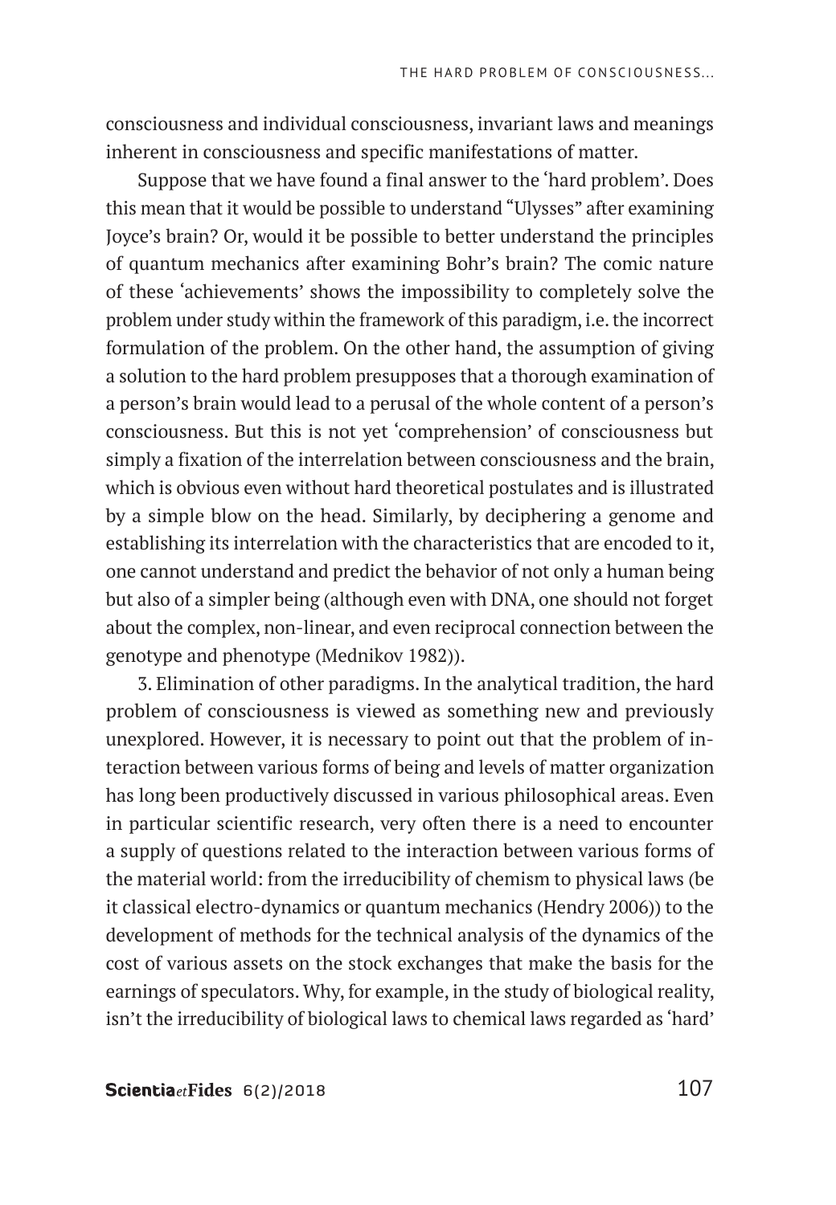consciousness and individual consciousness, invariant laws and meanings inherent in consciousness and specific manifestations of matter.

Suppose that we have found a final answer to the 'hard problem'. Does this mean that it would be possible to understand "Ulysses" after examining Joyce's brain? Or, would it be possible to better understand the principles of quantum mechanics after examining Bohr's brain? The comic nature of these 'achievements' shows the impossibility to completely solve the problem under study within the framework of this paradigm, i.e. the incorrect formulation of the problem. On the other hand, the assumption of giving a solution to the hard problem presupposes that a thorough examination of a person's brain would lead to a perusal of the whole content of a person's consciousness. But this is not yet 'comprehension' of consciousness but simply a fixation of the interrelation between consciousness and the brain, which is obvious even without hard theoretical postulates and is illustrated by a simple blow on the head. Similarly, by deciphering a genome and establishing its interrelation with the characteristics that are encoded to it, one cannot understand and predict the behavior of not only a human being but also of a simpler being (although even with DNA, one should not forget about the complex, non-linear, and even reciprocal connection between the genotype and phenotype (Mednikov 1982)).

3. Elimination of other paradigms. In the analytical tradition, the hard problem of consciousness is viewed as something new and previously unexplored. However, it is necessary to point out that the problem of interaction between various forms of being and levels of matter organization has long been productively discussed in various philosophical areas. Even in particular scientific research, very often there is a need to encounter a supply of questions related to the interaction between various forms of the material world: from the irreducibility of chemism to physical laws (be it classical electro-dynamics or quantum mechanics (Hendry 2006)) to the development of methods for the technical analysis of the dynamics of the cost of various assets on the stock exchanges that make the basis for the earnings of speculators. Why, for example, in the study of biological reality, isn't the irreducibility of biological laws to chemical laws regarded as 'hard'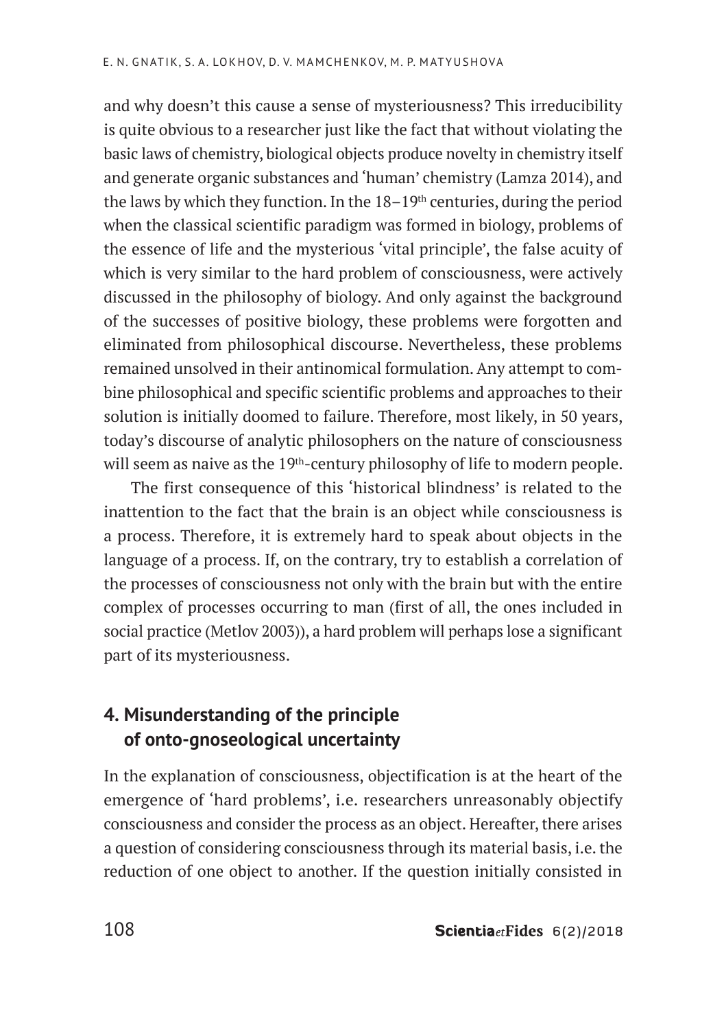and why doesn't this cause a sense of mysteriousness? This irreducibility is quite obvious to a researcher just like the fact that without violating the basic laws of chemistry, biological objects produce novelty in chemistry itself and generate organic substances and 'human' chemistry (Lamza 2014), and the laws by which they function. In the 18–19th centuries, during the period when the classical scientific paradigm was formed in biology, problems of the essence of life and the mysterious 'vital principle', the false acuity of which is very similar to the hard problem of consciousness, were actively discussed in the philosophy of biology. And only against the background of the successes of positive biology, these problems were forgotten and eliminated from philosophical discourse. Nevertheless, these problems remained unsolved in their antinomical formulation. Any attempt to combine philosophical and specific scientific problems and approaches to their solution is initially doomed to failure. Therefore, most likely, in 50 years, today's discourse of analytic philosophers on the nature of consciousness will seem as naive as the 19th-century philosophy of life to modern people.

The first consequence of this 'historical blindness' is related to the inattention to the fact that the brain is an object while consciousness is a process. Therefore, it is extremely hard to speak about objects in the language of a process. If, on the contrary, try to establish a correlation of the processes of consciousness not only with the brain but with the entire complex of processes occurring to man (first of all, the ones included in social practice (Metlov 2003)), a hard problem will perhaps lose a significant part of its mysteriousness.

## 4. Misunderstanding of the principle of onto-gnoseological uncertainty

In the explanation of consciousness, objectification is at the heart of the emergence of 'hard problems', i.e. researchers unreasonably objectify consciousness and consider the process as an object. Hereafter, there arises a question of considering consciousness through its material basis, i.e. the reduction of one object to another. If the question initially consisted in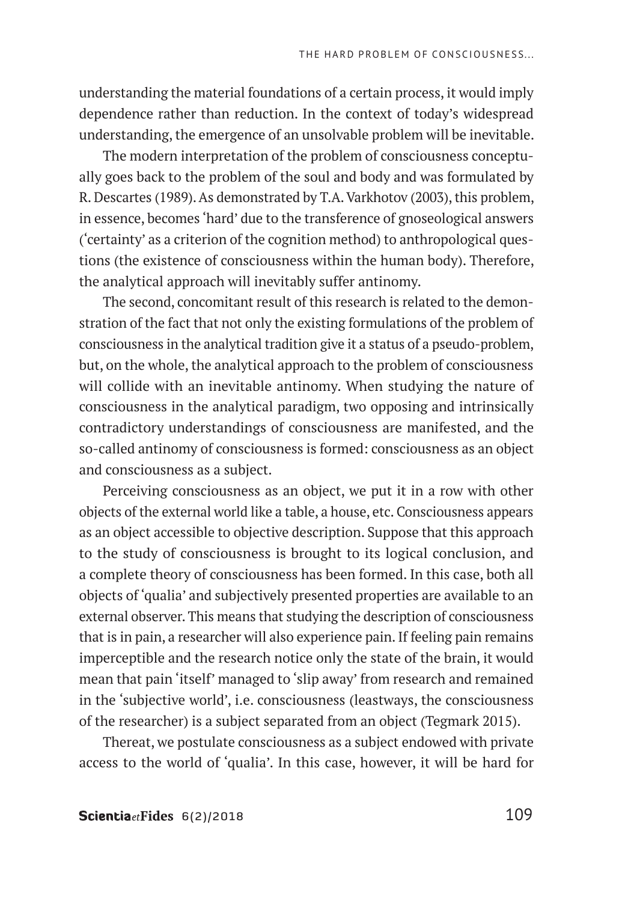understanding the material foundations of a certain process, it would imply dependence rather than reduction. In the context of today's widespread understanding, the emergence of an unsolvable problem will be inevitable.

The modern interpretation of the problem of consciousness conceptually goes back to the problem of the soul and body and was formulated by R. Descartes (1989). As demonstrated by T.A. Varkhotov (2003), this problem, in essence, becomes 'hard' due to the transference of gnoseological answers ('certainty' as a criterion of the cognition method) to anthropological questions (the existence of consciousness within the human body). Therefore, the analytical approach will inevitably suffer antinomy.

The second, concomitant result of this research is related to the demonstration of the fact that not only the existing formulations of the problem of consciousness in the analytical tradition give it a status of a pseudo-problem, but, on the whole, the analytical approach to the problem of consciousness will collide with an inevitable antinomy. When studying the nature of consciousness in the analytical paradigm, two opposing and intrinsically contradictory understandings of consciousness are manifested, and the so-called antinomy of consciousness is formed: consciousness as an object and consciousness as a subject.

Perceiving consciousness as an object, we put it in a row with other objects of the external world like a table, a house, etc. Consciousness appears as an object accessible to objective description. Suppose that this approach to the study of consciousness is brought to its logical conclusion, and a complete theory of consciousness has been formed. In this case, both all objects of 'qualia' and subjectively presented properties are available to an external observer. This means that studying the description of consciousness that is in pain, a researcher will also experience pain. If feeling pain remains imperceptible and the research notice only the state of the brain, it would mean that pain 'itself' managed to 'slip away' from research and remained in the 'subjective world', i.e. consciousness (leastways, the consciousness of the researcher) is a subject separated from an object (Tegmark 2015).

Thereat, we postulate consciousness as a subject endowed with private access to the world of 'qualia'. In this case, however, it will be hard for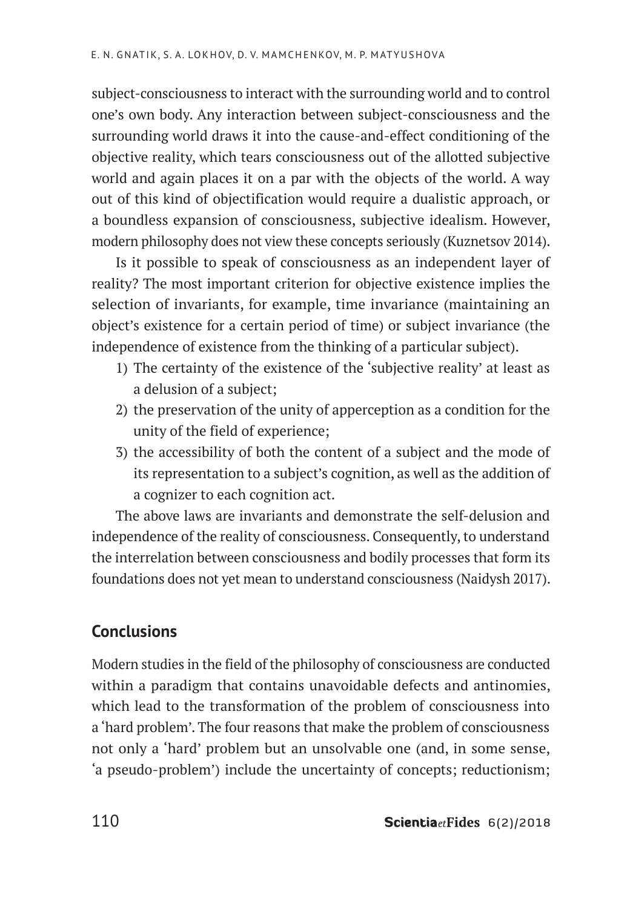subject-consciousness to interact with the surrounding world and to control one's own body. Any interaction between subject-consciousness and the surrounding world draws it into the cause-and-effect conditioning of the objective reality, which tears consciousness out of the allotted subjective world and again places it on a par with the objects of the world. A way out of this kind of objectification would require a dualistic approach, or a boundless expansion of consciousness, subjective idealism. However, modern philosophy does not view these concepts seriously (Kuznetsov 2014).

Is it possible to speak of consciousness as an independent layer of reality? The most important criterion for objective existence implies the selection of invariants, for example, time invariance (maintaining an object's existence for a certain period of time) or subject invariance (the independence of existence from the thinking of a particular subject).

1) The certainty of the existence of the 'subjective reality' at least as a delusion of a subject;
2) the preservation of the unity of apperception as a condition for the unity of the field of experience;
3) the accessibility of both the content of a subject and the mode of its representation to a subject's cognition, as well as the addition of a cognizer to each cognition act.

The above laws are invariants and demonstrate the self-delusion and independence of the reality of consciousness. Consequently, to understand the interrelation between consciousness and bodily processes that form its foundations does not yet mean to understand consciousness (Naidysh 2017).

## Conclusions

Modern studies in the field of the philosophy of consciousness are conducted within a paradigm that contains unavoidable defects and antinomies, which lead to the transformation of the problem of consciousness into a 'hard problem'. The four reasons that make the problem of consciousness not only a 'hard' problem but an unsolvable one (and, in some sense, 'a pseudo-problem') include the uncertainty of concepts; reductionism;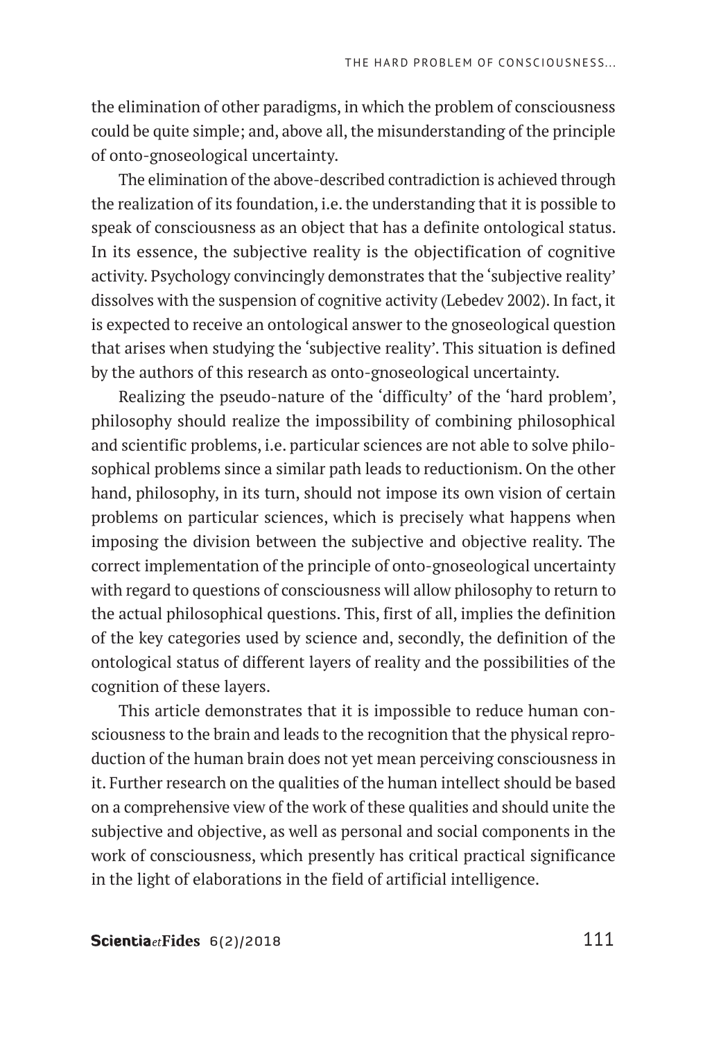the elimination of other paradigms, in which the problem of consciousness could be quite simple; and, above all, the misunderstanding of the principle of onto-gnoseological uncertainty.

The elimination of the above-described contradiction is achieved through the realization of its foundation, i.e. the understanding that it is possible to speak of consciousness as an object that has a definite ontological status. In its essence, the subjective reality is the objectification of cognitive activity. Psychology convincingly demonstrates that the 'subjective reality' dissolves with the suspension of cognitive activity (Lebedev 2002). In fact, it is expected to receive an ontological answer to the gnoseological question that arises when studying the 'subjective reality'. This situation is defined by the authors of this research as onto-gnoseological uncertainty.

Realizing the pseudo-nature of the 'difficulty' of the 'hard problem', philosophy should realize the impossibility of combining philosophical and scientific problems, i.e. particular sciences are not able to solve philosophical problems since a similar path leads to reductionism. On the other hand, philosophy, in its turn, should not impose its own vision of certain problems on particular sciences, which is precisely what happens when imposing the division between the subjective and objective reality. The correct implementation of the principle of onto-gnoseological uncertainty with regard to questions of consciousness will allow philosophy to return to the actual philosophical questions. This, first of all, implies the definition of the key categories used by science and, secondly, the definition of the ontological status of different layers of reality and the possibilities of the cognition of these layers.

This article demonstrates that it is impossible to reduce human consciousness to the brain and leads to the recognition that the physical reproduction of the human brain does not yet mean perceiving consciousness in it. Further research on the qualities of the human intellect should be based on a comprehensive view of the work of these qualities and should unite the subjective and objective, as well as personal and social components in the work of consciousness, which presently has critical practical significance in the light of elaborations in the field of artificial intelligence.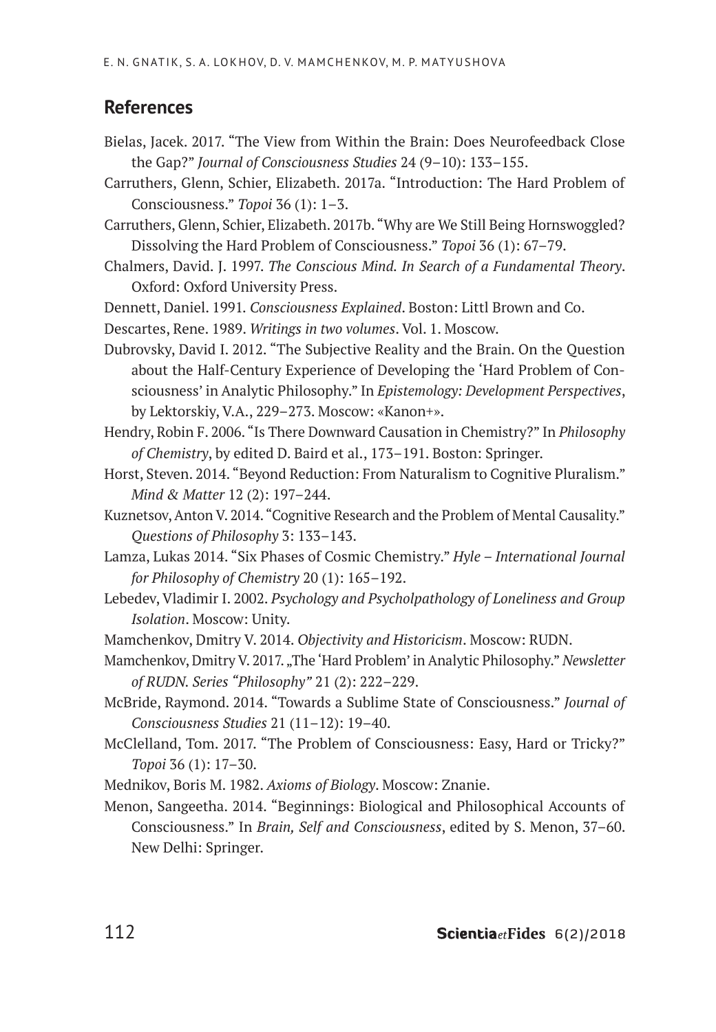## References

Bielas, Jacek. 2017. "The View from Within the Brain: Does Neurofeedback Close the Gap?" *Journal of Consciousness Studies* 24 (9–10): 133–155.

Carruthers, Glenn, Schier, Elizabeth. 2017a. "Introduction: The Hard Problem of Consciousness." *Topoi* 36 (1): 1–3.

Carruthers, Glenn, Schier, Elizabeth. 2017b. "Why are We Still Being Hornswoggled? Dissolving the Hard Problem of Consciousness." *Topoi* 36 (1): 67–79.

Chalmers, David. J. 1997. *The Conscious Mind. In Search of a Fundamental Theory*. Oxford: Oxford University Press.

Dennett, Daniel. 1991. *Consciousness Explained*. Boston: Littl Brown and Co.

Descartes, Rene. 1989. *Writings in two volumes*. Vol. 1. Moscow.

Dubrovsky, David I. 2012. "The Subjective Reality and the Brain. On the Question about the Half-Century Experience of Developing the 'Hard Problem of Consciousness' in Analytic Philosophy." In *Epistemology: Development Perspectives*, by Lektorskiy, V.A., 229–273. Moscow: «Kanon+».

Hendry, Robin F. 2006. "Is There Downward Causation in Chemistry?" In *Philosophy of Chemistry*, by edited D. Baird et al., 173–191. Boston: Springer.

Horst, Steven. 2014. "Beyond Reduction: From Naturalism to Cognitive Pluralism." *Mind & Matter* 12 (2): 197–244.

Kuznetsov, Anton V. 2014. "Cognitive Research and the Problem of Mental Causality." *Questions of Philosophy* 3: 133–143.

Lamza, Lukas 2014. "Six Phases of Cosmic Chemistry." *Hyle – International Journal for Philosophy of Chemistry* 20 (1): 165–192.

Lebedev, Vladimir I. 2002. *Psychology and Psycholpathology of Loneliness and Group Isolation*. Moscow: Unity.

Mamchenkov, Dmitry V. 2014. *Objectivity and Historicism*. Moscow: RUDN.

Mamchenkov, Dmitry V. 2017. „The 'Hard Problem' in Analytic Philosophy." *Newsletter of RUDN. Series "Philosophy"* 21 (2): 222–229.

McBride, Raymond. 2014. "Towards a Sublime State of Consciousness." *Journal of Consciousness Studies* 21 (11–12): 19–40.

McClelland, Tom. 2017. "The Problem of Consciousness: Easy, Hard or Tricky?" *Topoi* 36 (1): 17–30.

Mednikov, Boris M. 1982. *Axioms of Biology*. Moscow: Znanie.

Menon, Sangeetha. 2014. "Beginnings: Biological and Philosophical Accounts of Consciousness." In *Brain, Self and Consciousness*, edited by S. Menon, 37–60. New Delhi: Springer.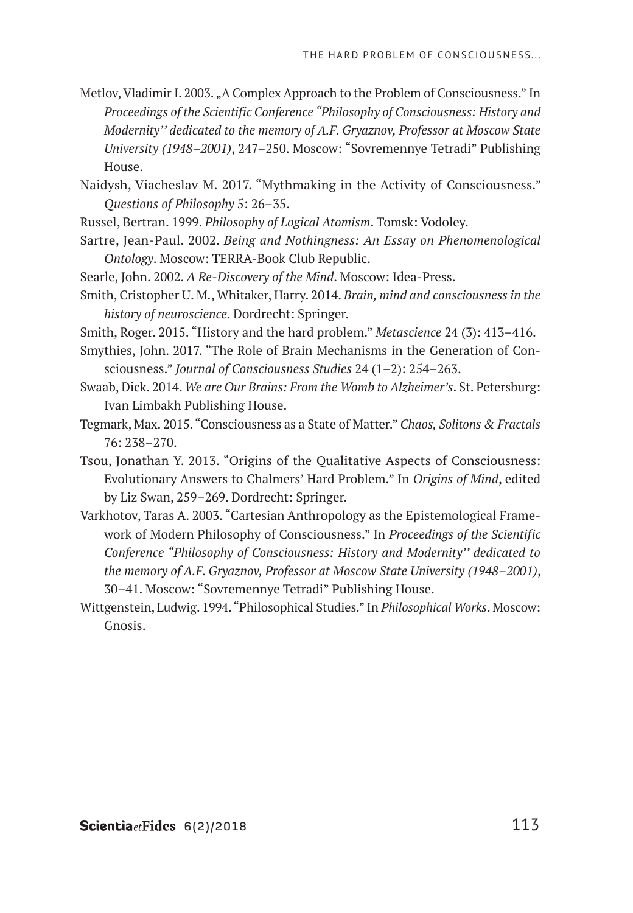Metlov, Vladimir I. 2003. „A Complex Approach to the Problem of Consciousness." In *Proceedings of the Scientific Conference "Philosophy of Consciousness: History and Modernity'' dedicated to the memory of A.F. Gryaznov, Professor at Moscow State University (1948–2001)*, 247–250. Moscow: "Sovremennye Tetradi" Publishing House.

Naidysh, Viacheslav M. 2017. "Mythmaking in the Activity of Consciousness." *Questions of Philosophy* 5: 26–35.

Russel, Bertran. 1999. *Philosophy of Logical Atomism*. Tomsk: Vodoley.

Sartre, Jean-Paul. 2002. *Being and Nothingness: An Essay on Phenomenological Ontology*. Moscow: TERRA-Book Club Republic.

Searle, John. 2002. *A Re-Discovery of the Mind*. Moscow: Idea-Press.

Smith, Cristopher U. M., Whitaker, Harry. 2014. *Brain, mind and consciousness in the history of neuroscience*. Dordrecht: Springer.

Smith, Roger. 2015. "History and the hard problem." *Metascience* 24 (3): 413–416.

Smythies, John. 2017. "The Role of Brain Mechanisms in the Generation of Consciousness." *Journal of Consciousness Studies* 24 (1–2): 254–263.

Swaab, Dick. 2014. *We are Our Brains: From the Womb to Alzheimer's*. St. Petersburg: Ivan Limbakh Publishing House.

Tegmark, Max. 2015. "Consciousness as a State of Matter." *Chaos, Solitons & Fractals* 76: 238–270.

Tsou, Jonathan Y. 2013. "Origins of the Qualitative Aspects of Consciousness: Evolutionary Answers to Chalmers' Hard Problem." In *Origins of Mind*, edited by Liz Swan, 259–269. Dordrecht: Springer.

Varkhotov, Taras A. 2003. "Cartesian Anthropology as the Epistemological Framework of Modern Philosophy of Consciousness." In *Proceedings of the Scientific Conference "Philosophy of Consciousness: History and Modernity'' dedicated to the memory of A.F. Gryaznov, Professor at Moscow State University (1948–2001)*, 30–41. Moscow: "Sovremennye Tetradi" Publishing House.

Wittgenstein, Ludwig. 1994. "Philosophical Studies." In *Philosophical Works*. Moscow: Gnosis.